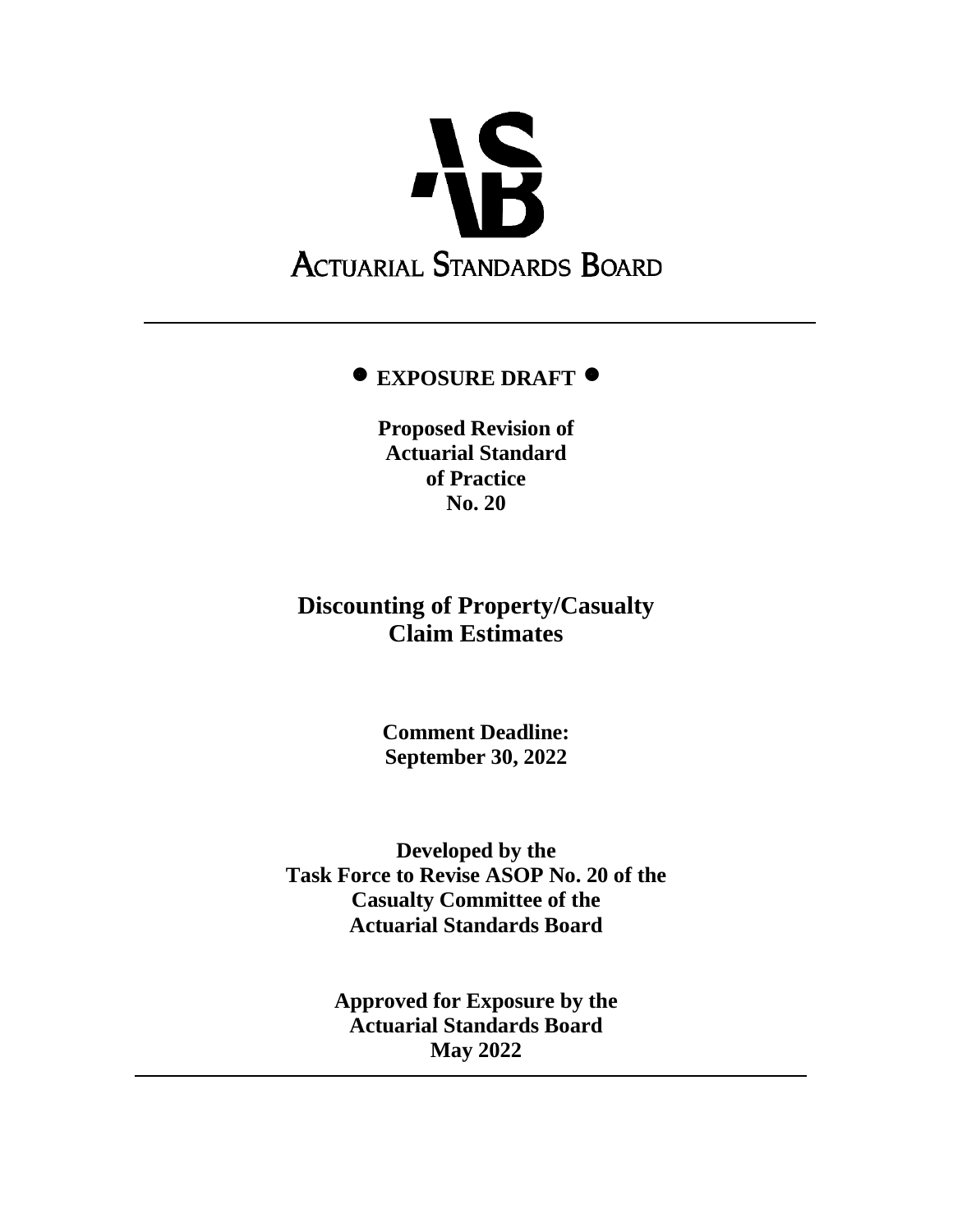ACTUARIAL STANDARDS BOARD

---

**EXPOSURE DRAFT**

**Proposed Revision of Actuarial Standard of Practice No. 20**

# Discounting of Property/Casualty Claim Estimates

**Comment Deadline: September 30, 2022**

**Developed by the Task Force to Revise ASOP No. 20 of the Casualty Committee of the Actuarial Standards Board**

**Approved for Exposure by the Actuarial Standards Board May 2022**

---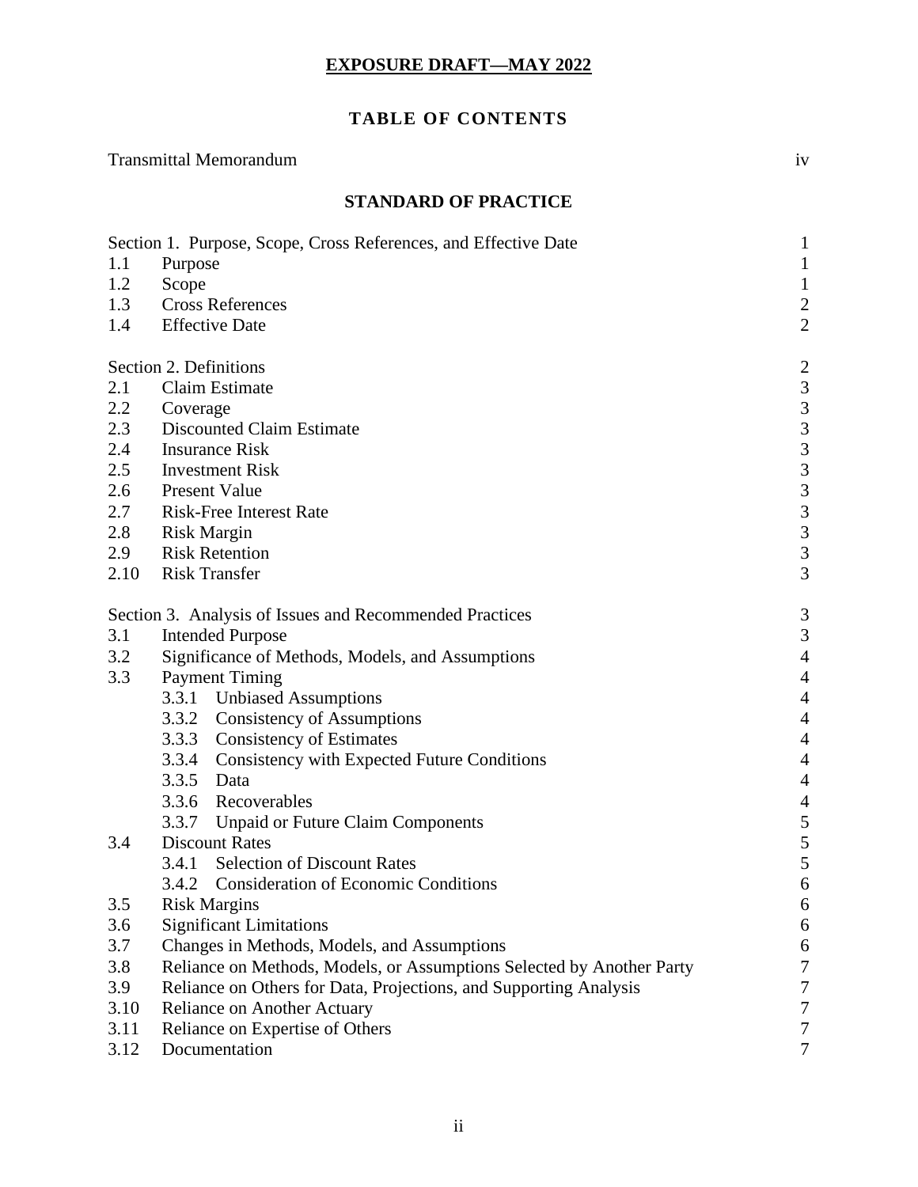**EXPOSURE DRAFT—MAY 2022**

## TABLE OF CONTENTS

| | | |
|---|---|---|
| Transmittal Memorandum | | iv |

### STANDARD OF PRACTICE

| | | |
|---|---|---|
| Section 1. Purpose, Scope, Cross References, and Effective Date | | 1 |
| 1.1 | Purpose | 1 |
| 1.2 | Scope | 1 |
| 1.3 | Cross References | 2 |
| 1.4 | Effective Date | 2 |
| | | |
| Section 2. Definitions | | 2 |
| 2.1 | Claim Estimate | 3 |
| 2.2 | Coverage | 3 |
| 2.3 | Discounted Claim Estimate | 3 |
| 2.4 | Insurance Risk | 3 |
| 2.5 | Investment Risk | 3 |
| 2.6 | Present Value | 3 |
| 2.7 | Risk-Free Interest Rate | 3 |
| 2.8 | Risk Margin | 3 |
| 2.9 | Risk Retention | 3 |
| 2.10 | Risk Transfer | 3 |
| | | |
| Section 3. Analysis of Issues and Recommended Practices | | 3 |
| 3.1 | Intended Purpose | 3 |
| 3.2 | Significance of Methods, Models, and Assumptions | 4 |
| 3.3 | Payment Timing | 4 |
| | 3.3.1 Unbiased Assumptions | 4 |
| | 3.3.2 Consistency of Assumptions | 4 |
| | 3.3.3 Consistency of Estimates | 4 |
| | 3.3.4 Consistency with Expected Future Conditions | 4 |
| | 3.3.5 Data | 4 |
| | 3.3.6 Recoverables | 4 |
| | 3.3.7 Unpaid or Future Claim Components | 5 |
| 3.4 | Discount Rates | 5 |
| | 3.4.1 Selection of Discount Rates | 5 |
| | 3.4.2 Consideration of Economic Conditions | 6 |
| 3.5 | Risk Margins | 6 |
| 3.6 | Significant Limitations | 6 |
| 3.7 | Changes in Methods, Models, and Assumptions | 6 |
| 3.8 | Reliance on Methods, Models, or Assumptions Selected by Another Party | 7 |
| 3.9 | Reliance on Others for Data, Projections, and Supporting Analysis | 7 |
| 3.10 | Reliance on Another Actuary | 7 |
| 3.11 | Reliance on Expertise of Others | 7 |
| 3.12 | Documentation | 7 |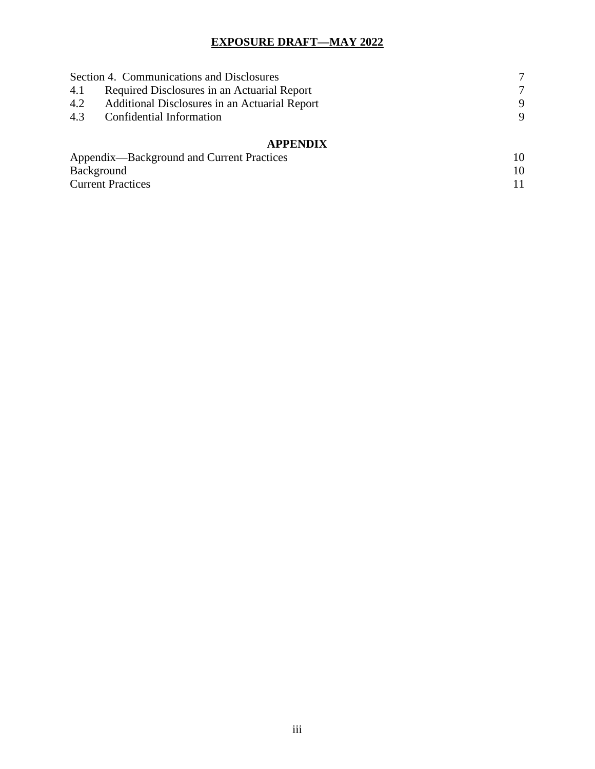**EXPOSURE DRAFT—MAY 2022**

| | | |
|---|---|---|
| Section 4. | Communications and Disclosures | 7 |
| 4.1 | Required Disclosures in an Actuarial Report | 7 |
| 4.2 | Additional Disclosures in an Actuarial Report | 9 |
| 4.3 | Confidential Information | 9 |

**APPENDIX**

| | |
|---|---|
| Appendix—Background and Current Practices | 10 |
| Background | 10 |
| Current Practices | 11 |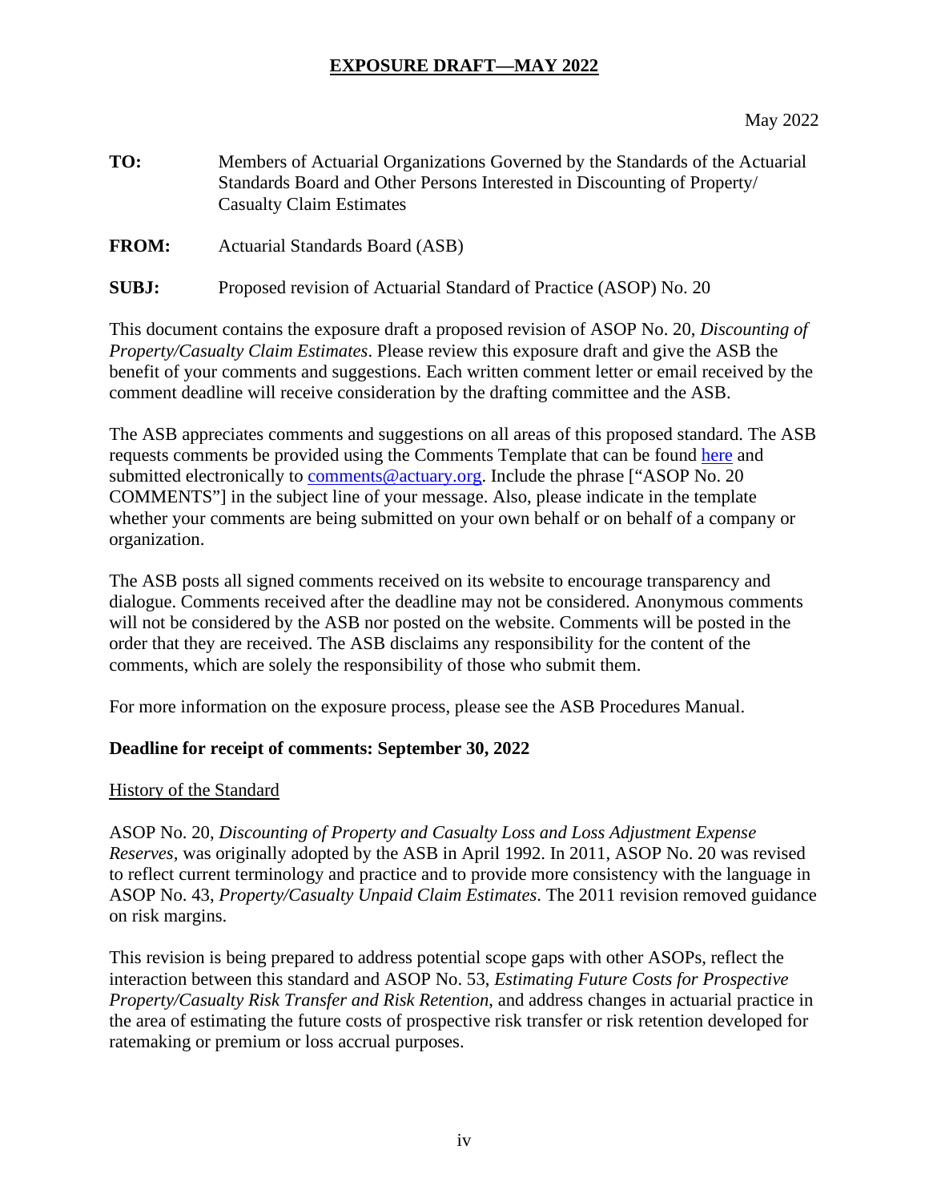**EXPOSURE DRAFT—MAY 2022**

May 2022

**TO:** Members of Actuarial Organizations Governed by the Standards of the Actuarial Standards Board and Other Persons Interested in Discounting of Property/ Casualty Claim Estimates

**FROM:** Actuarial Standards Board (ASB)

**SUBJ:** Proposed revision of Actuarial Standard of Practice (ASOP) No. 20

This document contains the exposure draft a proposed revision of ASOP No. 20, *Discounting of Property/Casualty Claim Estimates*. Please review this exposure draft and give the ASB the benefit of your comments and suggestions. Each written comment letter or email received by the comment deadline will receive consideration by the drafting committee and the ASB.

The ASB appreciates comments and suggestions on all areas of this proposed standard. The ASB requests comments be provided using the Comments Template that can be found here and submitted electronically to comments@actuary.org. Include the phrase ["ASOP No. 20 COMMENTS"] in the subject line of your message. Also, please indicate in the template whether your comments are being submitted on your own behalf or on behalf of a company or organization.

The ASB posts all signed comments received on its website to encourage transparency and dialogue. Comments received after the deadline may not be considered. Anonymous comments will not be considered by the ASB nor posted on the website. Comments will be posted in the order that they are received. The ASB disclaims any responsibility for the content of the comments, which are solely the responsibility of those who submit them.

For more information on the exposure process, please see the ASB Procedures Manual.

**Deadline for receipt of comments: September 30, 2022**

History of the Standard

ASOP No. 20, *Discounting of Property and Casualty Loss and Loss Adjustment Expense Reserves*, was originally adopted by the ASB in April 1992. In 2011, ASOP No. 20 was revised to reflect current terminology and practice and to provide more consistency with the language in ASOP No. 43, *Property/Casualty Unpaid Claim Estimates*. The 2011 revision removed guidance on risk margins.

This revision is being prepared to address potential scope gaps with other ASOPs, reflect the interaction between this standard and ASOP No. 53, *Estimating Future Costs for Prospective Property/Casualty Risk Transfer and Risk Retention*, and address changes in actuarial practice in the area of estimating the future costs of prospective risk transfer or risk retention developed for ratemaking or premium or loss accrual purposes.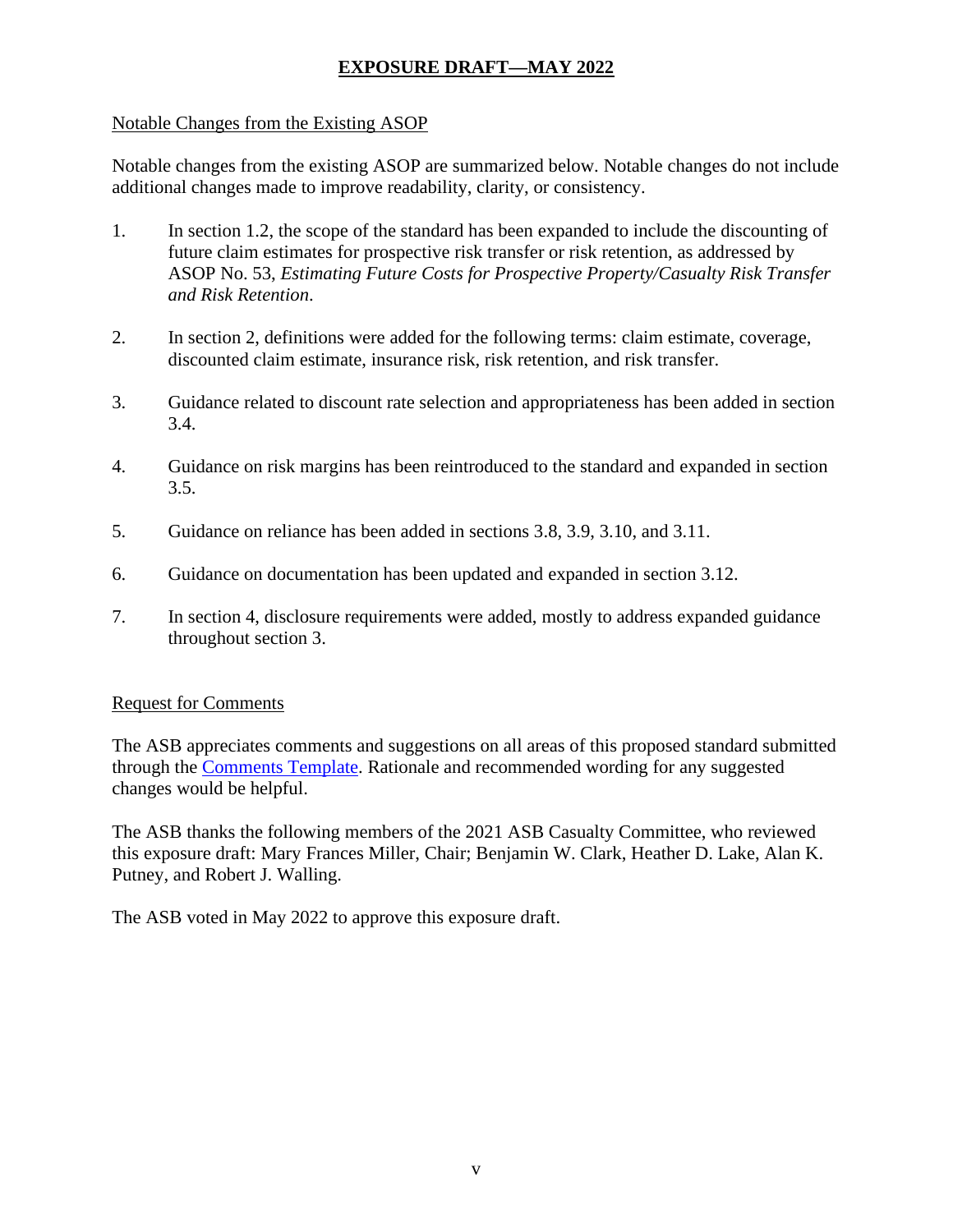**EXPOSURE DRAFT—MAY 2022**

Notable Changes from the Existing ASOP

Notable changes from the existing ASOP are summarized below. Notable changes do not include additional changes made to improve readability, clarity, or consistency.

1. In section 1.2, the scope of the standard has been expanded to include the discounting of future claim estimates for prospective risk transfer or risk retention, as addressed by ASOP No. 53, *Estimating Future Costs for Prospective Property/Casualty Risk Transfer and Risk Retention*.

2. In section 2, definitions were added for the following terms: claim estimate, coverage, discounted claim estimate, insurance risk, risk retention, and risk transfer.

3. Guidance related to discount rate selection and appropriateness has been added in section 3.4.

4. Guidance on risk margins has been reintroduced to the standard and expanded in section 3.5.

5. Guidance on reliance has been added in sections 3.8, 3.9, 3.10, and 3.11.

6. Guidance on documentation has been updated and expanded in section 3.12.

7. In section 4, disclosure requirements were added, mostly to address expanded guidance throughout section 3.

Request for Comments

The ASB appreciates comments and suggestions on all areas of this proposed standard submitted through the Comments Template. Rationale and recommended wording for any suggested changes would be helpful.

The ASB thanks the following members of the 2021 ASB Casualty Committee, who reviewed this exposure draft: Mary Frances Miller, Chair; Benjamin W. Clark, Heather D. Lake, Alan K. Putney, and Robert J. Walling.

The ASB voted in May 2022 to approve this exposure draft.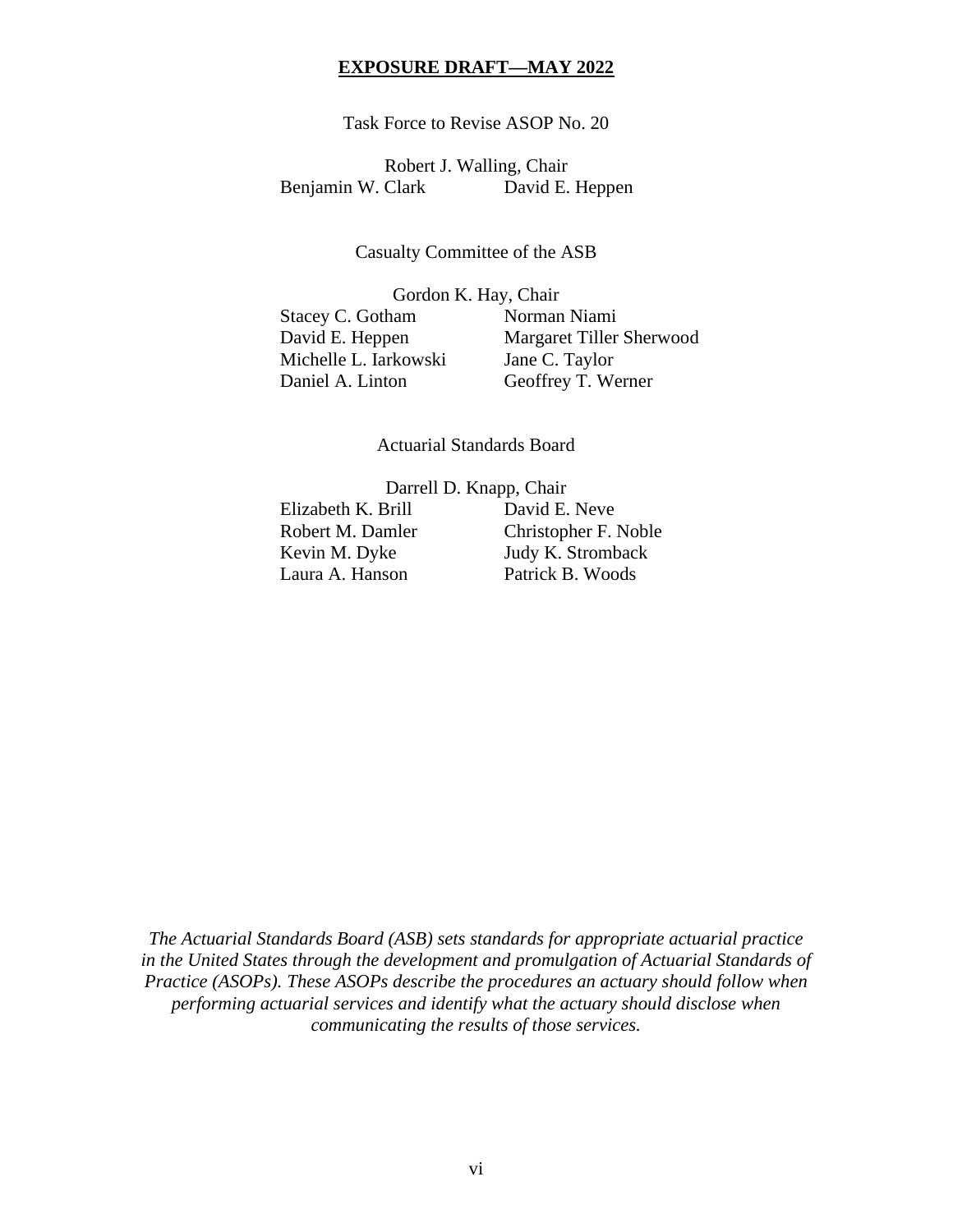**EXPOSURE DRAFT—MAY 2022**

Task Force to Revise ASOP No. 20

Robert J. Walling, Chair

Benjamin W. Clark
David E. Heppen

Casualty Committee of the ASB

Gordon K. Hay, Chair

Stacey C. Gotham
Norman Niami
David E. Heppen
Margaret Tiller Sherwood
Michelle L. Iarkowski
Jane C. Taylor
Daniel A. Linton
Geoffrey T. Werner

Actuarial Standards Board

Darrell D. Knapp, Chair

Elizabeth K. Brill
David E. Neve
Robert M. Damler
Christopher F. Noble
Kevin M. Dyke
Judy K. Stromback
Laura A. Hanson
Patrick B. Woods

*The Actuarial Standards Board (ASB) sets standards for appropriate actuarial practice in the United States through the development and promulgation of Actuarial Standards of Practice (ASOPs). These ASOPs describe the procedures an actuary should follow when performing actuarial services and identify what the actuary should disclose when communicating the results of those services.*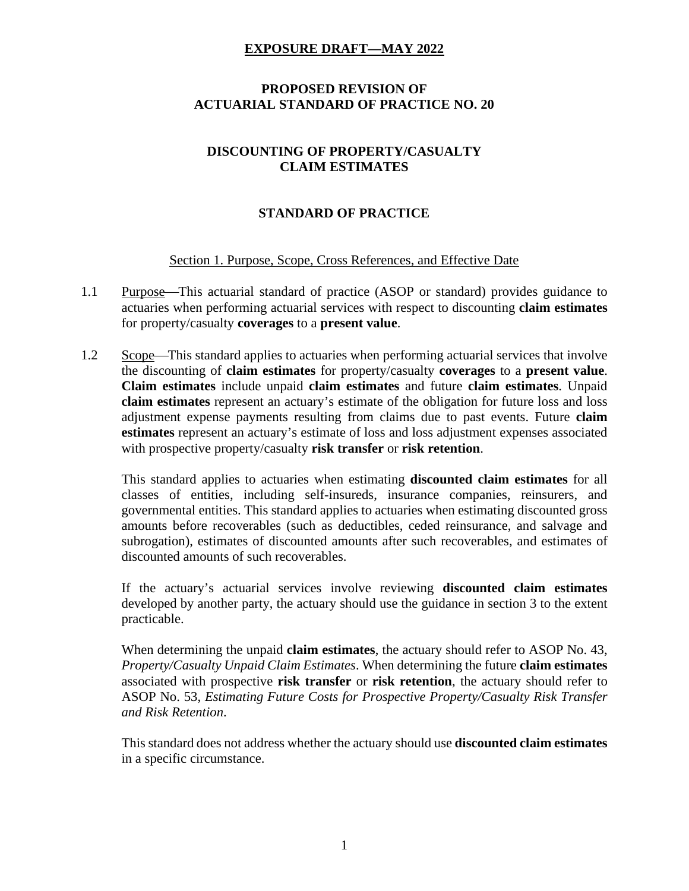**EXPOSURE DRAFT—MAY 2022**

**PROPOSED REVISION OF**
**ACTUARIAL STANDARD OF PRACTICE NO. 20**

# DISCOUNTING OF PROPERTY/CASUALTY CLAIM ESTIMATES

## STANDARD OF PRACTICE

### Section 1. Purpose, Scope, Cross References, and Effective Date

1.1 Purpose—This actuarial standard of practice (ASOP or standard) provides guidance to actuaries when performing actuarial services with respect to discounting **claim estimates** for property/casualty **coverages** to a **present value**.

1.2 Scope—This standard applies to actuaries when performing actuarial services that involve the discounting of **claim estimates** for property/casualty **coverages** to a **present value**. **Claim estimates** include unpaid **claim estimates** and future **claim estimates**. Unpaid **claim estimates** represent an actuary's estimate of the obligation for future loss and loss adjustment expense payments resulting from claims due to past events. Future **claim estimates** represent an actuary's estimate of loss and loss adjustment expenses associated with prospective property/casualty **risk transfer** or **risk retention**.

This standard applies to actuaries when estimating **discounted claim estimates** for all classes of entities, including self-insureds, insurance companies, reinsurers, and governmental entities. This standard applies to actuaries when estimating discounted gross amounts before recoverables (such as deductibles, ceded reinsurance, and salvage and subrogation), estimates of discounted amounts after such recoverables, and estimates of discounted amounts of such recoverables.

If the actuary's actuarial services involve reviewing **discounted claim estimates** developed by another party, the actuary should use the guidance in section 3 to the extent practicable.

When determining the unpaid **claim estimates**, the actuary should refer to ASOP No. 43, *Property/Casualty Unpaid Claim Estimates*. When determining the future **claim estimates** associated with prospective **risk transfer** or **risk retention**, the actuary should refer to ASOP No. 53, *Estimating Future Costs for Prospective Property/Casualty Risk Transfer and Risk Retention*.

This standard does not address whether the actuary should use **discounted claim estimates** in a specific circumstance.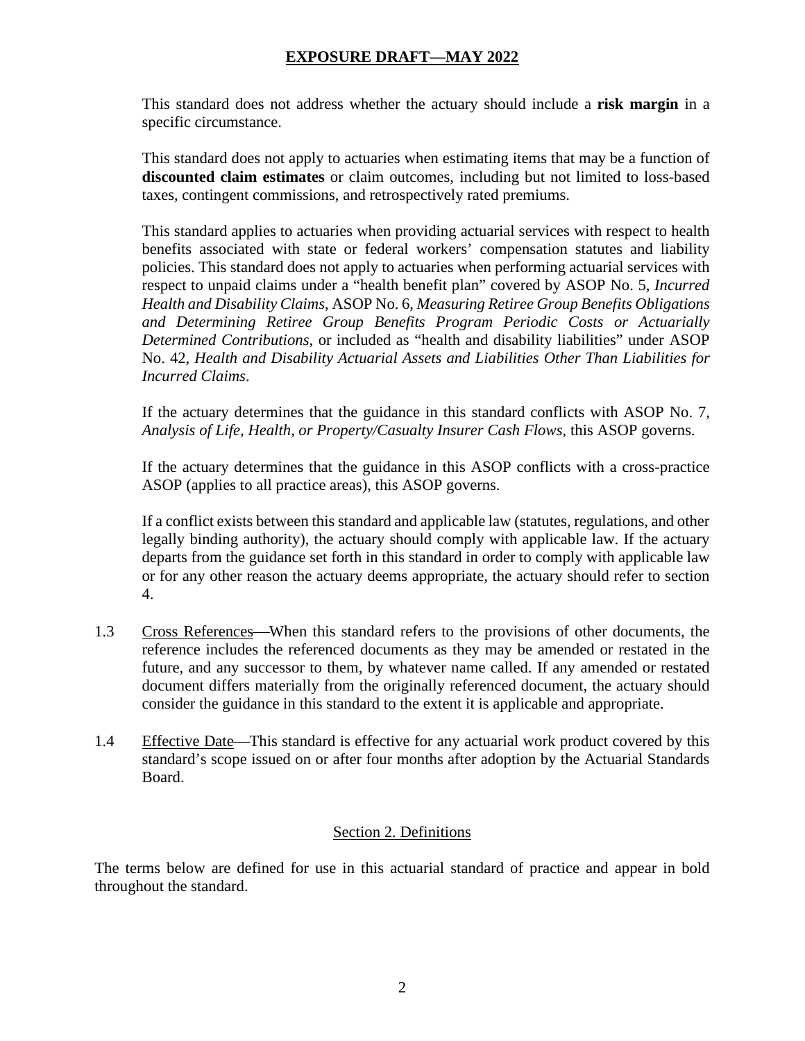This standard does not address whether the actuary should include a **risk margin** in a specific circumstance.

This standard does not apply to actuaries when estimating items that may be a function of **discounted claim estimates** or claim outcomes, including but not limited to loss-based taxes, contingent commissions, and retrospectively rated premiums.

This standard applies to actuaries when providing actuarial services with respect to health benefits associated with state or federal workers' compensation statutes and liability policies. This standard does not apply to actuaries when performing actuarial services with respect to unpaid claims under a "health benefit plan" covered by ASOP No. 5, *Incurred Health and Disability Claims*, ASOP No. 6, *Measuring Retiree Group Benefits Obligations and Determining Retiree Group Benefits Program Periodic Costs or Actuarially Determined Contributions*, or included as "health and disability liabilities" under ASOP No. 42, *Health and Disability Actuarial Assets and Liabilities Other Than Liabilities for Incurred Claims*.

If the actuary determines that the guidance in this standard conflicts with ASOP No. 7, *Analysis of Life, Health, or Property/Casualty Insurer Cash Flows*, this ASOP governs.

If the actuary determines that the guidance in this ASOP conflicts with a cross-practice ASOP (applies to all practice areas), this ASOP governs.

If a conflict exists between this standard and applicable law (statutes, regulations, and other legally binding authority), the actuary should comply with applicable law. If the actuary departs from the guidance set forth in this standard in order to comply with applicable law or for any other reason the actuary deems appropriate, the actuary should refer to section 4.

1.3 Cross References—When this standard refers to the provisions of other documents, the reference includes the referenced documents as they may be amended or restated in the future, and any successor to them, by whatever name called. If any amended or restated document differs materially from the originally referenced document, the actuary should consider the guidance in this standard to the extent it is applicable and appropriate.

1.4 Effective Date—This standard is effective for any actuarial work product covered by this standard's scope issued on or after four months after adoption by the Actuarial Standards Board.

## Section 2. Definitions

The terms below are defined for use in this actuarial standard of practice and appear in bold throughout the standard.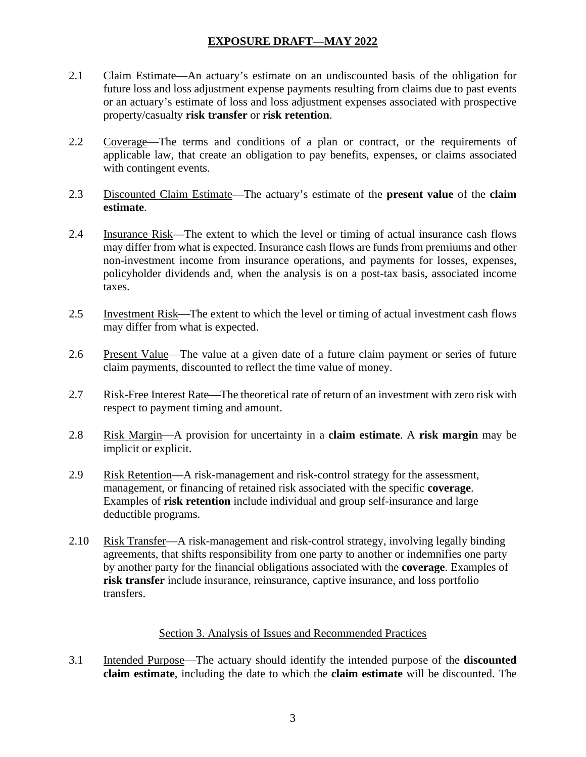2.1 Claim Estimate—An actuary's estimate on an undiscounted basis of the obligation for future loss and loss adjustment expense payments resulting from claims due to past events or an actuary's estimate of loss and loss adjustment expenses associated with prospective property/casualty **risk transfer** or **risk retention**.

2.2 Coverage—The terms and conditions of a plan or contract, or the requirements of applicable law, that create an obligation to pay benefits, expenses, or claims associated with contingent events.

2.3 Discounted Claim Estimate—The actuary's estimate of the **present value** of the **claim estimate**.

2.4 Insurance Risk—The extent to which the level or timing of actual insurance cash flows may differ from what is expected. Insurance cash flows are funds from premiums and other non-investment income from insurance operations, and payments for losses, expenses, policyholder dividends and, when the analysis is on a post-tax basis, associated income taxes.

2.5 Investment Risk—The extent to which the level or timing of actual investment cash flows may differ from what is expected.

2.6 Present Value—The value at a given date of a future claim payment or series of future claim payments, discounted to reflect the time value of money.

2.7 Risk-Free Interest Rate—The theoretical rate of return of an investment with zero risk with respect to payment timing and amount.

2.8 Risk Margin—A provision for uncertainty in a **claim estimate**. A **risk margin** may be implicit or explicit.

2.9 Risk Retention—A risk-management and risk-control strategy for the assessment, management, or financing of retained risk associated with the specific **coverage**. Examples of **risk retention** include individual and group self-insurance and large deductible programs.

2.10 Risk Transfer—A risk-management and risk-control strategy, involving legally binding agreements, that shifts responsibility from one party to another or indemnifies one party by another party for the financial obligations associated with the **coverage**. Examples of **risk transfer** include insurance, reinsurance, captive insurance, and loss portfolio transfers.

## Section 3. Analysis of Issues and Recommended Practices

3.1 Intended Purpose—The actuary should identify the intended purpose of the **discounted claim estimate**, including the date to which the **claim estimate** will be discounted. The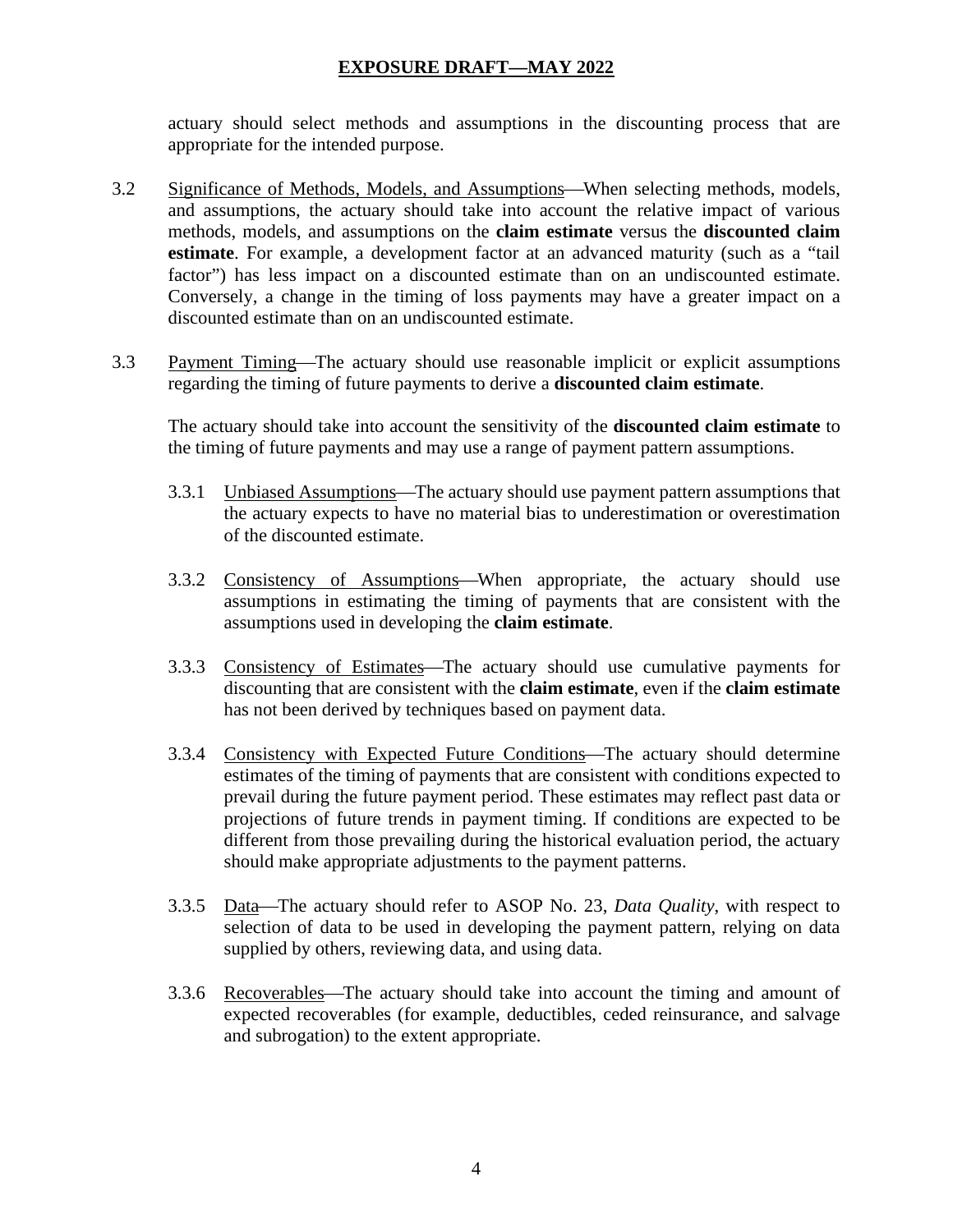actuary should select methods and assumptions in the discounting process that are appropriate for the intended purpose.

3.2 Significance of Methods, Models, and Assumptions—When selecting methods, models, and assumptions, the actuary should take into account the relative impact of various methods, models, and assumptions on the **claim estimate** versus the **discounted claim estimate**. For example, a development factor at an advanced maturity (such as a "tail factor") has less impact on a discounted estimate than on an undiscounted estimate. Conversely, a change in the timing of loss payments may have a greater impact on a discounted estimate than on an undiscounted estimate.

3.3 Payment Timing—The actuary should use reasonable implicit or explicit assumptions regarding the timing of future payments to derive a **discounted claim estimate**.

The actuary should take into account the sensitivity of the **discounted claim estimate** to the timing of future payments and may use a range of payment pattern assumptions.

3.3.1 Unbiased Assumptions—The actuary should use payment pattern assumptions that the actuary expects to have no material bias to underestimation or overestimation of the discounted estimate.

3.3.2 Consistency of Assumptions—When appropriate, the actuary should use assumptions in estimating the timing of payments that are consistent with the assumptions used in developing the **claim estimate**.

3.3.3 Consistency of Estimates—The actuary should use cumulative payments for discounting that are consistent with the **claim estimate**, even if the **claim estimate** has not been derived by techniques based on payment data.

3.3.4 Consistency with Expected Future Conditions—The actuary should determine estimates of the timing of payments that are consistent with conditions expected to prevail during the future payment period. These estimates may reflect past data or projections of future trends in payment timing. If conditions are expected to be different from those prevailing during the historical evaluation period, the actuary should make appropriate adjustments to the payment patterns.

3.3.5 Data—The actuary should refer to ASOP No. 23, *Data Quality*, with respect to selection of data to be used in developing the payment pattern, relying on data supplied by others, reviewing data, and using data.

3.3.6 Recoverables—The actuary should take into account the timing and amount of expected recoverables (for example, deductibles, ceded reinsurance, and salvage and subrogation) to the extent appropriate.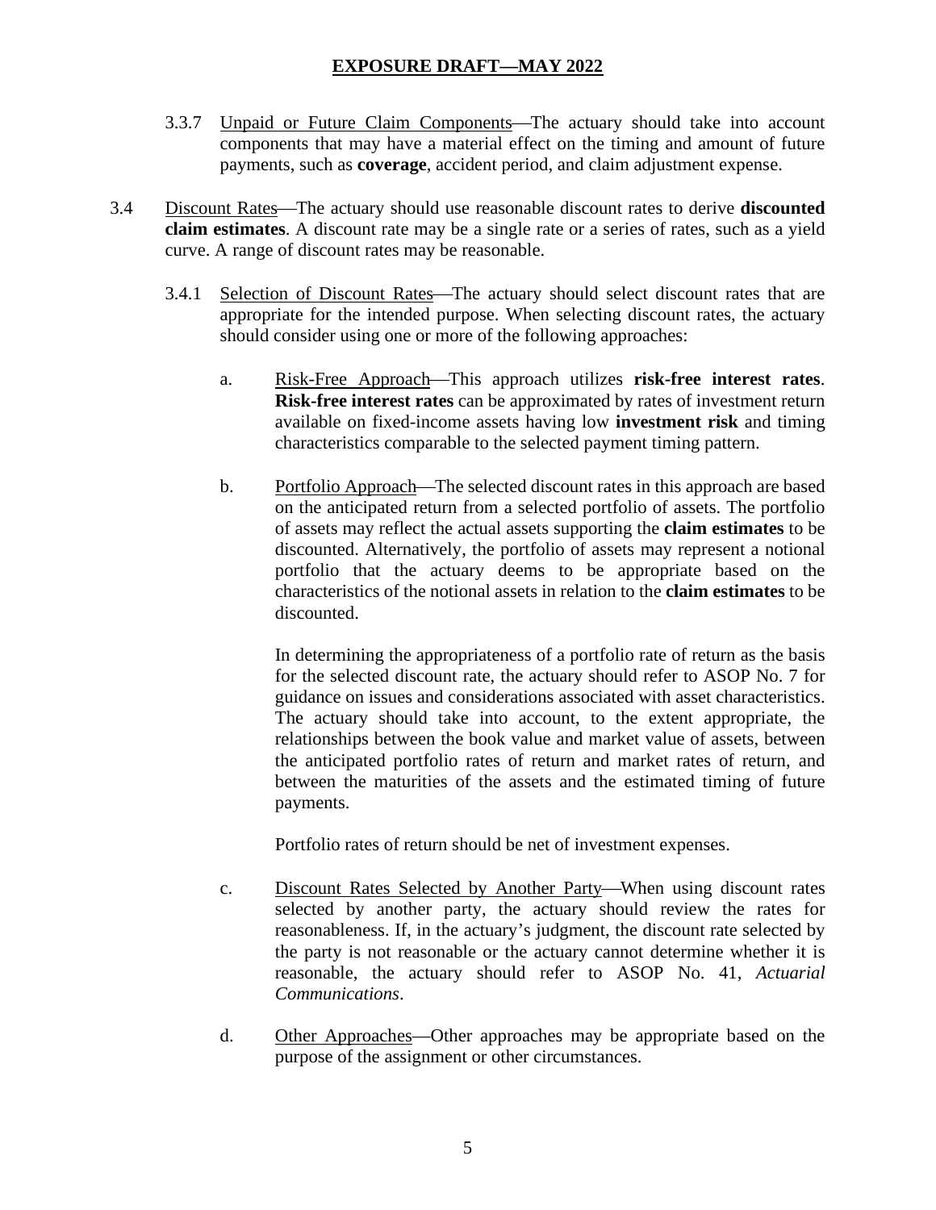3.3.7 Unpaid or Future Claim Components—The actuary should take into account components that may have a material effect on the timing and amount of future payments, such as **coverage**, accident period, and claim adjustment expense.

3.4 Discount Rates—The actuary should use reasonable discount rates to derive **discounted claim estimates**. A discount rate may be a single rate or a series of rates, such as a yield curve. A range of discount rates may be reasonable.

3.4.1 Selection of Discount Rates—The actuary should select discount rates that are appropriate for the intended purpose. When selecting discount rates, the actuary should consider using one or more of the following approaches:

a. Risk-Free Approach—This approach utilizes **risk-free interest rates**. **Risk-free interest rates** can be approximated by rates of investment return available on fixed-income assets having low **investment risk** and timing characteristics comparable to the selected payment timing pattern.

b. Portfolio Approach—The selected discount rates in this approach are based on the anticipated return from a selected portfolio of assets. The portfolio of assets may reflect the actual assets supporting the **claim estimates** to be discounted. Alternatively, the portfolio of assets may represent a notional portfolio that the actuary deems to be appropriate based on the characteristics of the notional assets in relation to the **claim estimates** to be discounted.

In determining the appropriateness of a portfolio rate of return as the basis for the selected discount rate, the actuary should refer to ASOP No. 7 for guidance on issues and considerations associated with asset characteristics. The actuary should take into account, to the extent appropriate, the relationships between the book value and market value of assets, between the anticipated portfolio rates of return and market rates of return, and between the maturities of the assets and the estimated timing of future payments.

Portfolio rates of return should be net of investment expenses.

c. Discount Rates Selected by Another Party—When using discount rates selected by another party, the actuary should review the rates for reasonableness. If, in the actuary's judgment, the discount rate selected by the party is not reasonable or the actuary cannot determine whether it is reasonable, the actuary should refer to ASOP No. 41, *Actuarial Communications*.

d. Other Approaches—Other approaches may be appropriate based on the purpose of the assignment or other circumstances.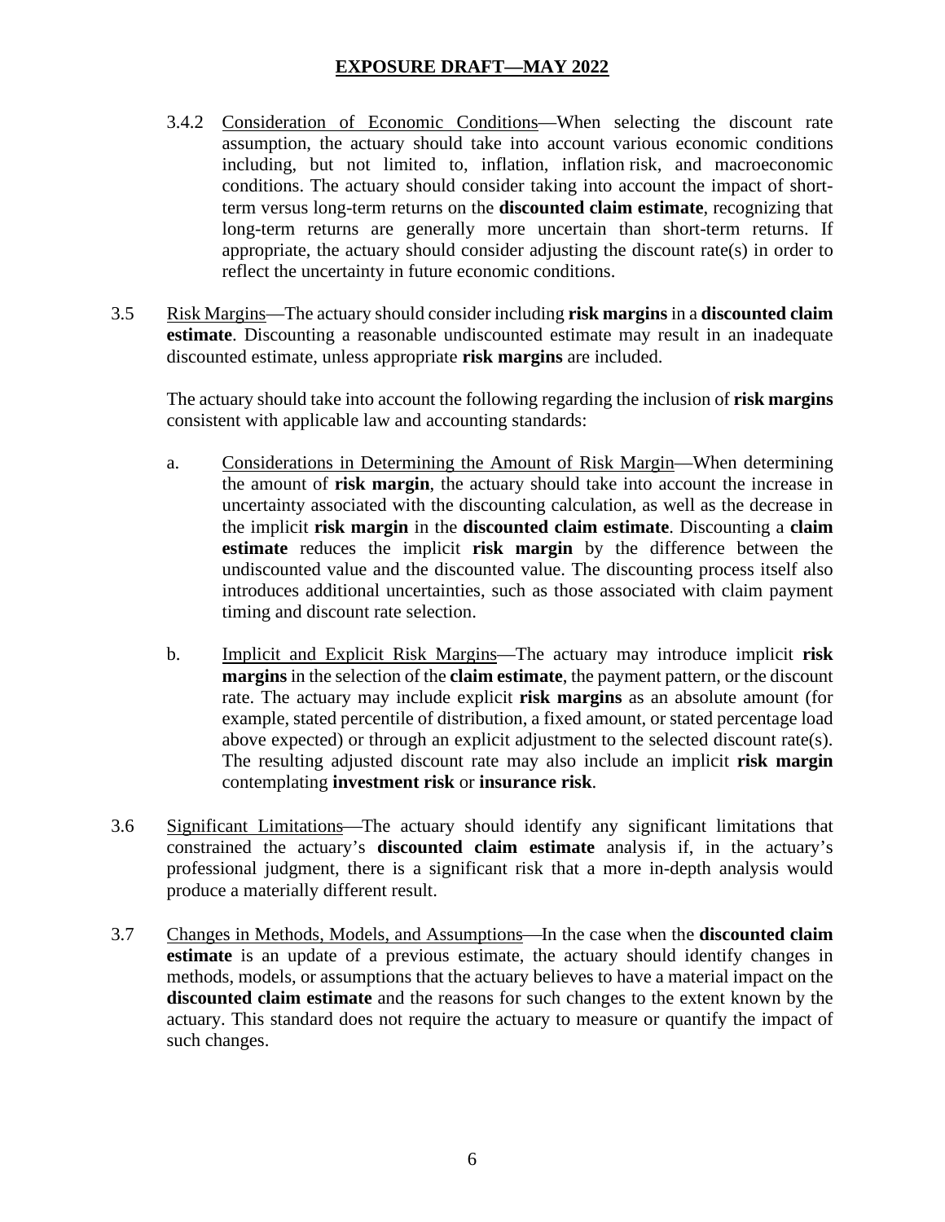3.4.2 Consideration of Economic Conditions—When selecting the discount rate assumption, the actuary should take into account various economic conditions including, but not limited to, inflation, inflation risk, and macroeconomic conditions. The actuary should consider taking into account the impact of short-term versus long-term returns on the **discounted claim estimate**, recognizing that long-term returns are generally more uncertain than short-term returns. If appropriate, the actuary should consider adjusting the discount rate(s) in order to reflect the uncertainty in future economic conditions.

3.5 Risk Margins—The actuary should consider including **risk margins** in a **discounted claim estimate**. Discounting a reasonable undiscounted estimate may result in an inadequate discounted estimate, unless appropriate **risk margins** are included.

The actuary should take into account the following regarding the inclusion of **risk margins** consistent with applicable law and accounting standards:

a. Considerations in Determining the Amount of Risk Margin—When determining the amount of **risk margin**, the actuary should take into account the increase in uncertainty associated with the discounting calculation, as well as the decrease in the implicit **risk margin** in the **discounted claim estimate**. Discounting a **claim estimate** reduces the implicit **risk margin** by the difference between the undiscounted value and the discounted value. The discounting process itself also introduces additional uncertainties, such as those associated with claim payment timing and discount rate selection.

b. Implicit and Explicit Risk Margins—The actuary may introduce implicit **risk margins** in the selection of the **claim estimate**, the payment pattern, or the discount rate. The actuary may include explicit **risk margins** as an absolute amount (for example, stated percentile of distribution, a fixed amount, or stated percentage load above expected) or through an explicit adjustment to the selected discount rate(s). The resulting adjusted discount rate may also include an implicit **risk margin** contemplating **investment risk** or **insurance risk**.

3.6 Significant Limitations—The actuary should identify any significant limitations that constrained the actuary's **discounted claim estimate** analysis if, in the actuary's professional judgment, there is a significant risk that a more in-depth analysis would produce a materially different result.

3.7 Changes in Methods, Models, and Assumptions—In the case when the **discounted claim estimate** is an update of a previous estimate, the actuary should identify changes in methods, models, or assumptions that the actuary believes to have a material impact on the **discounted claim estimate** and the reasons for such changes to the extent known by the actuary. This standard does not require the actuary to measure or quantify the impact of such changes.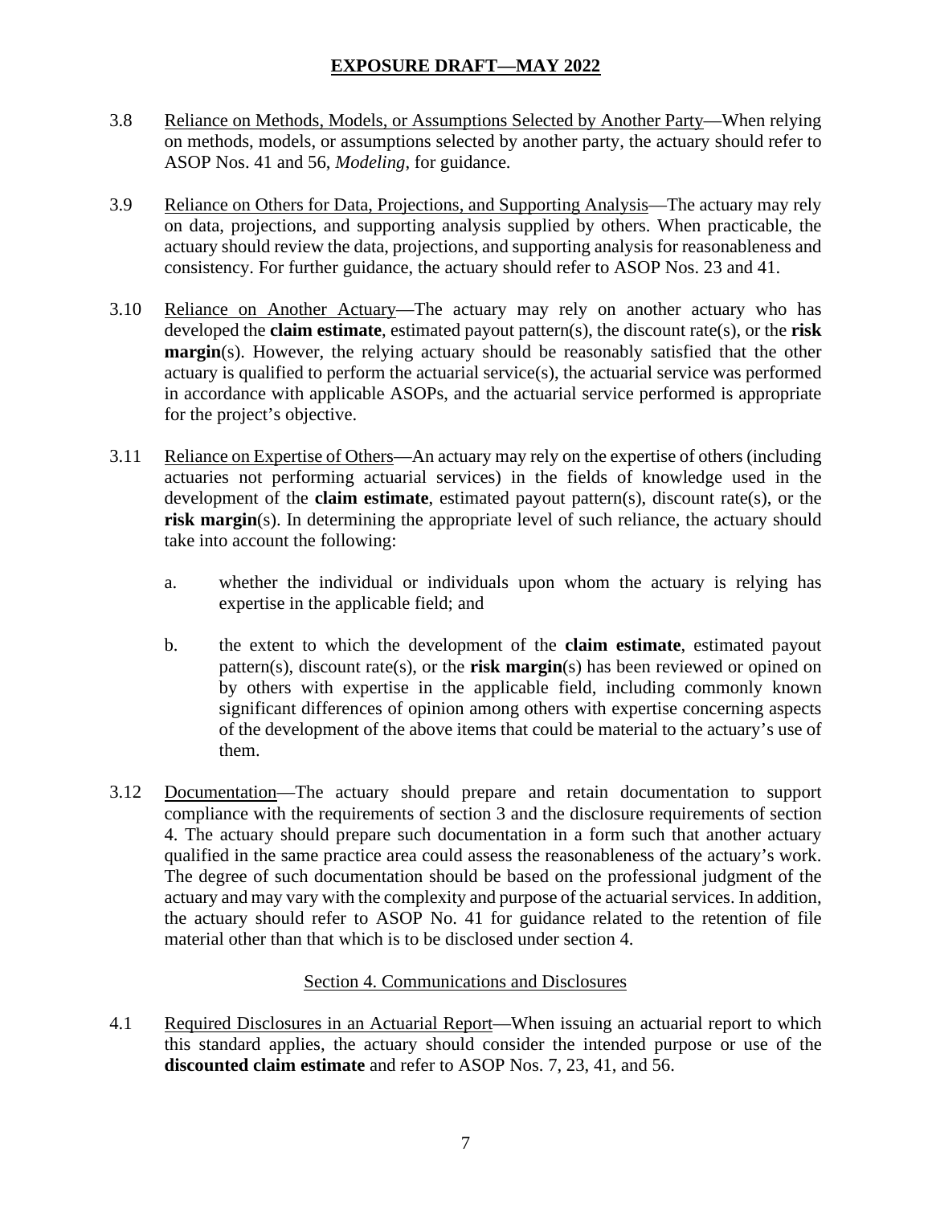3.8 Reliance on Methods, Models, or Assumptions Selected by Another Party—When relying on methods, models, or assumptions selected by another party, the actuary should refer to ASOP Nos. 41 and 56, *Modeling*, for guidance.

3.9 Reliance on Others for Data, Projections, and Supporting Analysis—The actuary may rely on data, projections, and supporting analysis supplied by others. When practicable, the actuary should review the data, projections, and supporting analysis for reasonableness and consistency. For further guidance, the actuary should refer to ASOP Nos. 23 and 41.

3.10 Reliance on Another Actuary—The actuary may rely on another actuary who has developed the **claim estimate**, estimated payout pattern(s), the discount rate(s), or the **risk margin**(s). However, the relying actuary should be reasonably satisfied that the other actuary is qualified to perform the actuarial service(s), the actuarial service was performed in accordance with applicable ASOPs, and the actuarial service performed is appropriate for the project's objective.

3.11 Reliance on Expertise of Others—An actuary may rely on the expertise of others (including actuaries not performing actuarial services) in the fields of knowledge used in the development of the **claim estimate**, estimated payout pattern(s), discount rate(s), or the **risk margin**(s). In determining the appropriate level of such reliance, the actuary should take into account the following:

  a. whether the individual or individuals upon whom the actuary is relying has expertise in the applicable field; and

  b. the extent to which the development of the **claim estimate**, estimated payout pattern(s), discount rate(s), or the **risk margin**(s) has been reviewed or opined on by others with expertise in the applicable field, including commonly known significant differences of opinion among others with expertise concerning aspects of the development of the above items that could be material to the actuary's use of them.

3.12 Documentation—The actuary should prepare and retain documentation to support compliance with the requirements of section 3 and the disclosure requirements of section 4. The actuary should prepare such documentation in a form such that another actuary qualified in the same practice area could assess the reasonableness of the actuary's work. The degree of such documentation should be based on the professional judgment of the actuary and may vary with the complexity and purpose of the actuarial services. In addition, the actuary should refer to ASOP No. 41 for guidance related to the retention of file material other than that which is to be disclosed under section 4.

## Section 4. Communications and Disclosures

4.1 Required Disclosures in an Actuarial Report—When issuing an actuarial report to which this standard applies, the actuary should consider the intended purpose or use of the **discounted claim estimate** and refer to ASOP Nos. 7, 23, 41, and 56.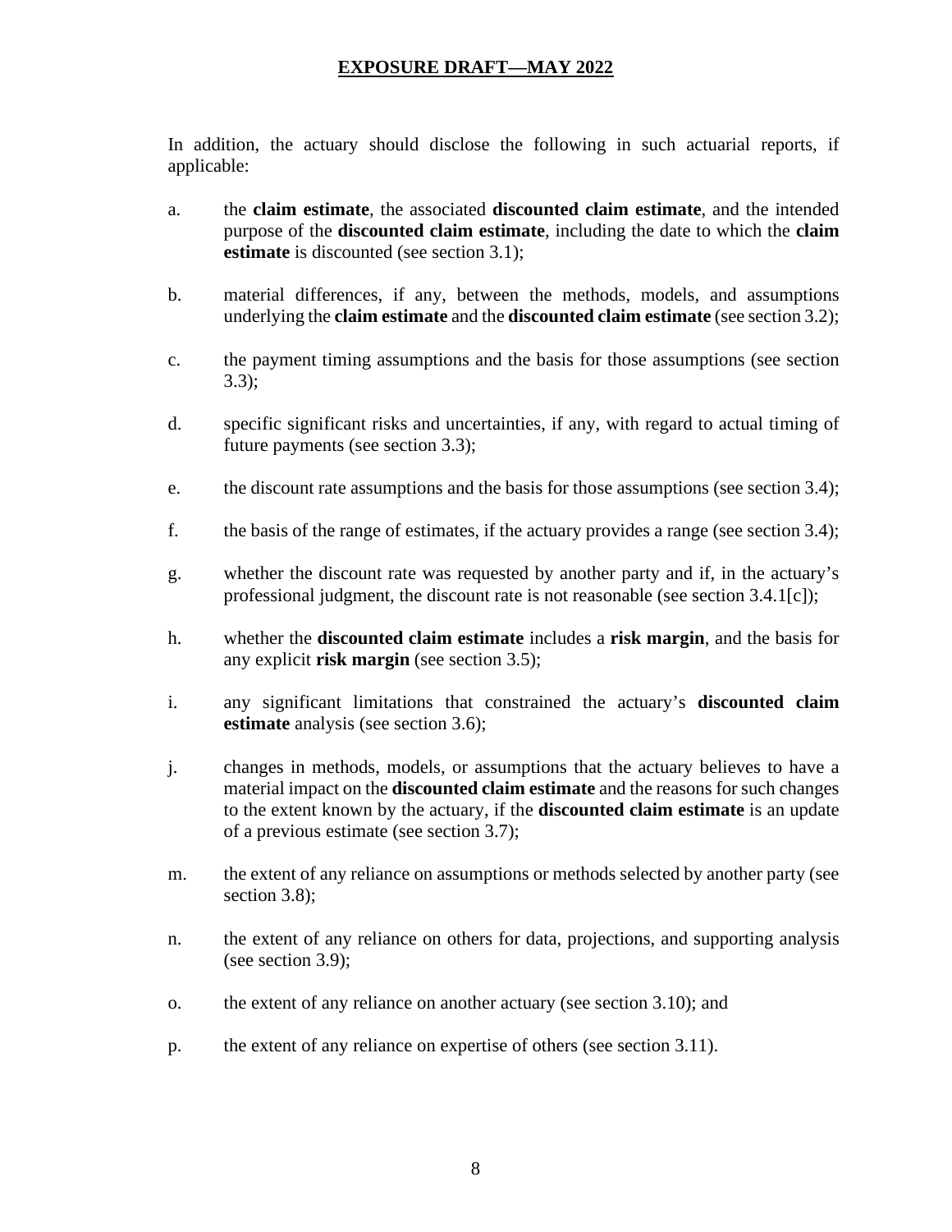In addition, the actuary should disclose the following in such actuarial reports, if applicable:

a. the **claim estimate**, the associated **discounted claim estimate**, and the intended purpose of the **discounted claim estimate**, including the date to which the **claim estimate** is discounted (see section 3.1);

b. material differences, if any, between the methods, models, and assumptions underlying the **claim estimate** and the **discounted claim estimate** (see section 3.2);

c. the payment timing assumptions and the basis for those assumptions (see section 3.3);

d. specific significant risks and uncertainties, if any, with regard to actual timing of future payments (see section 3.3);

e. the discount rate assumptions and the basis for those assumptions (see section 3.4);

f. the basis of the range of estimates, if the actuary provides a range (see section 3.4);

g. whether the discount rate was requested by another party and if, in the actuary's professional judgment, the discount rate is not reasonable (see section 3.4.1[c]);

h. whether the **discounted claim estimate** includes a **risk margin**, and the basis for any explicit **risk margin** (see section 3.5);

i. any significant limitations that constrained the actuary's **discounted claim estimate** analysis (see section 3.6);

j. changes in methods, models, or assumptions that the actuary believes to have a material impact on the **discounted claim estimate** and the reasons for such changes to the extent known by the actuary, if the **discounted claim estimate** is an update of a previous estimate (see section 3.7);

m. the extent of any reliance on assumptions or methods selected by another party (see section 3.8);

n. the extent of any reliance on others for data, projections, and supporting analysis (see section 3.9);

o. the extent of any reliance on another actuary (see section 3.10); and

p. the extent of any reliance on expertise of others (see section 3.11).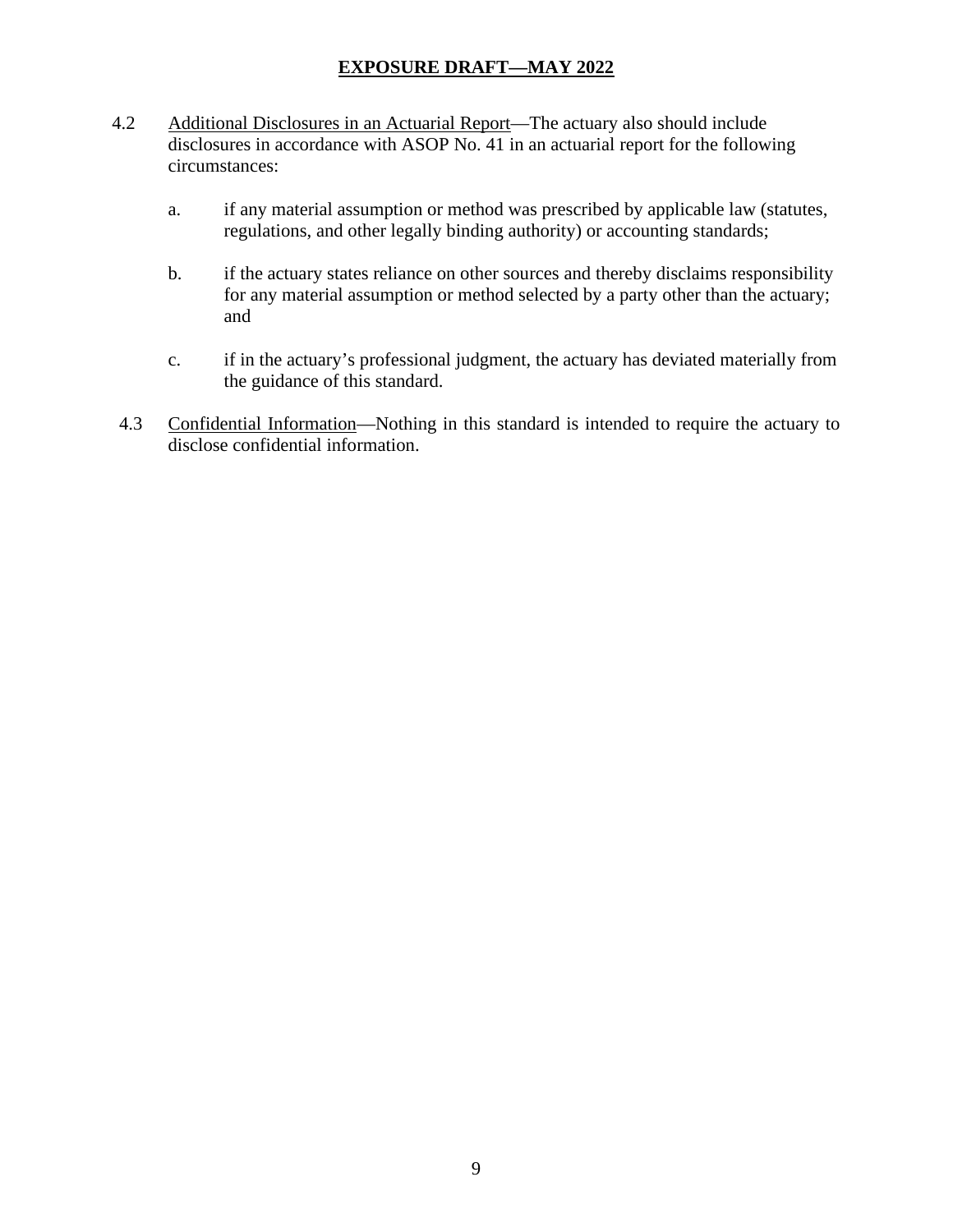4.2 Additional Disclosures in an Actuarial Report—The actuary also should include disclosures in accordance with ASOP No. 41 in an actuarial report for the following circumstances:

a. if any material assumption or method was prescribed by applicable law (statutes, regulations, and other legally binding authority) or accounting standards;

b. if the actuary states reliance on other sources and thereby disclaims responsibility for any material assumption or method selected by a party other than the actuary; and

c. if in the actuary's professional judgment, the actuary has deviated materially from the guidance of this standard.

4.3 Confidential Information—Nothing in this standard is intended to require the actuary to disclose confidential information.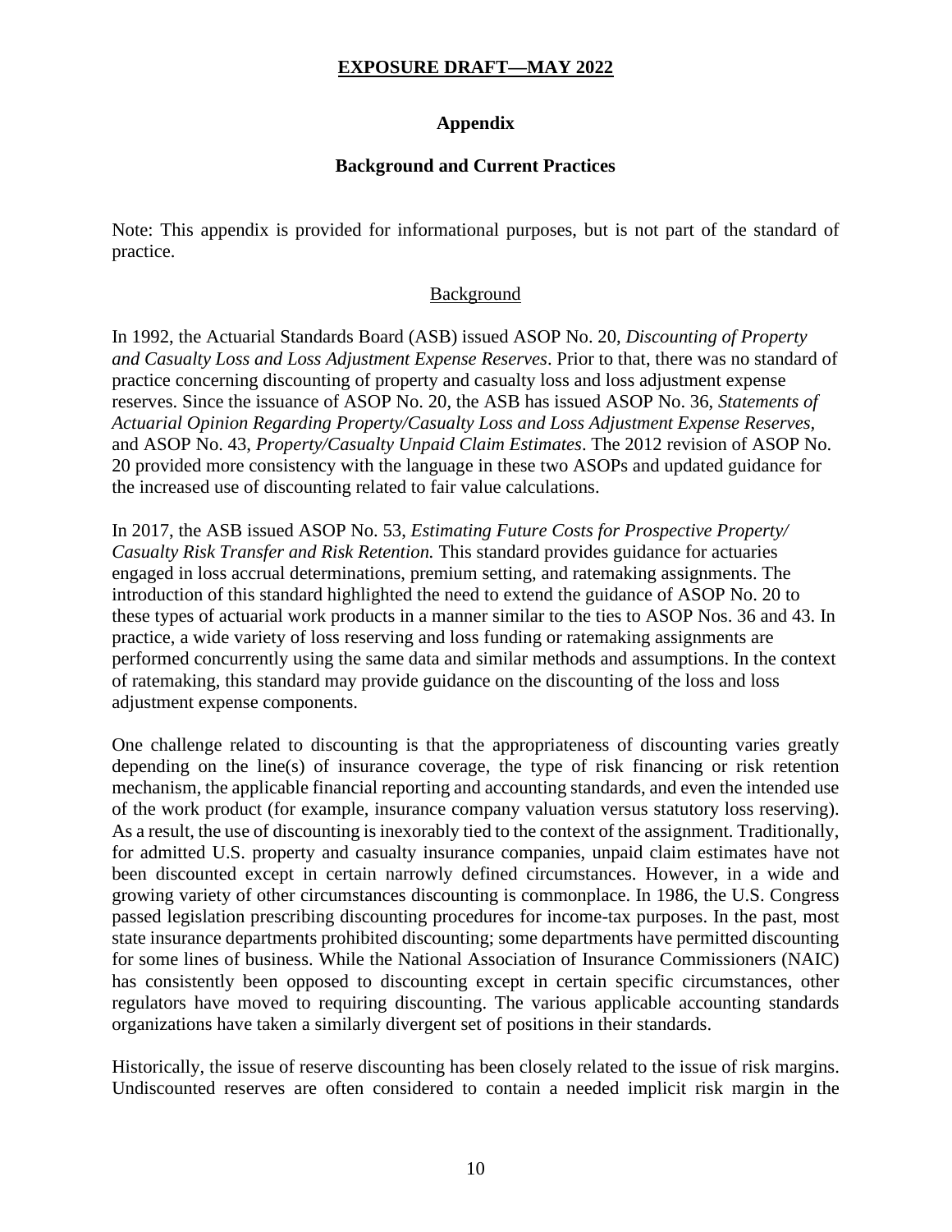**EXPOSURE DRAFT—MAY 2022**

## Appendix

### Background and Current Practices

Note: This appendix is provided for informational purposes, but is not part of the standard of practice.

#### Background

In 1992, the Actuarial Standards Board (ASB) issued ASOP No. 20, *Discounting of Property and Casualty Loss and Loss Adjustment Expense Reserves*. Prior to that, there was no standard of practice concerning discounting of property and casualty loss and loss adjustment expense reserves. Since the issuance of ASOP No. 20, the ASB has issued ASOP No. 36, *Statements of Actuarial Opinion Regarding Property/Casualty Loss and Loss Adjustment Expense Reserves*, and ASOP No. 43, *Property/Casualty Unpaid Claim Estimates*. The 2012 revision of ASOP No. 20 provided more consistency with the language in these two ASOPs and updated guidance for the increased use of discounting related to fair value calculations.

In 2017, the ASB issued ASOP No. 53, *Estimating Future Costs for Prospective Property/ Casualty Risk Transfer and Risk Retention.* This standard provides guidance for actuaries engaged in loss accrual determinations, premium setting, and ratemaking assignments. The introduction of this standard highlighted the need to extend the guidance of ASOP No. 20 to these types of actuarial work products in a manner similar to the ties to ASOP Nos. 36 and 43. In practice, a wide variety of loss reserving and loss funding or ratemaking assignments are performed concurrently using the same data and similar methods and assumptions. In the context of ratemaking, this standard may provide guidance on the discounting of the loss and loss adjustment expense components.

One challenge related to discounting is that the appropriateness of discounting varies greatly depending on the line(s) of insurance coverage, the type of risk financing or risk retention mechanism, the applicable financial reporting and accounting standards, and even the intended use of the work product (for example, insurance company valuation versus statutory loss reserving). As a result, the use of discounting is inexorably tied to the context of the assignment. Traditionally, for admitted U.S. property and casualty insurance companies, unpaid claim estimates have not been discounted except in certain narrowly defined circumstances. However, in a wide and growing variety of other circumstances discounting is commonplace. In 1986, the U.S. Congress passed legislation prescribing discounting procedures for income-tax purposes. In the past, most state insurance departments prohibited discounting; some departments have permitted discounting for some lines of business. While the National Association of Insurance Commissioners (NAIC) has consistently been opposed to discounting except in certain specific circumstances, other regulators have moved to requiring discounting. The various applicable accounting standards organizations have taken a similarly divergent set of positions in their standards.

Historically, the issue of reserve discounting has been closely related to the issue of risk margins. Undiscounted reserves are often considered to contain a needed implicit risk margin in the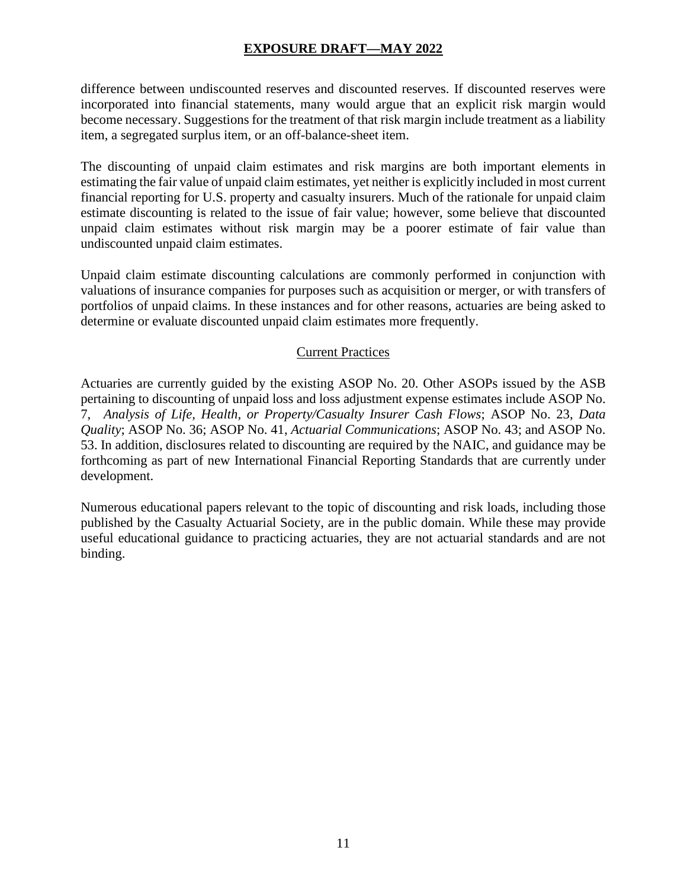difference between undiscounted reserves and discounted reserves. If discounted reserves were incorporated into financial statements, many would argue that an explicit risk margin would become necessary. Suggestions for the treatment of that risk margin include treatment as a liability item, a segregated surplus item, or an off-balance-sheet item.

The discounting of unpaid claim estimates and risk margins are both important elements in estimating the fair value of unpaid claim estimates, yet neither is explicitly included in most current financial reporting for U.S. property and casualty insurers. Much of the rationale for unpaid claim estimate discounting is related to the issue of fair value; however, some believe that discounted unpaid claim estimates without risk margin may be a poorer estimate of fair value than undiscounted unpaid claim estimates.

Unpaid claim estimate discounting calculations are commonly performed in conjunction with valuations of insurance companies for purposes such as acquisition or merger, or with transfers of portfolios of unpaid claims. In these instances and for other reasons, actuaries are being asked to determine or evaluate discounted unpaid claim estimates more frequently.

## Current Practices

Actuaries are currently guided by the existing ASOP No. 20. Other ASOPs issued by the ASB pertaining to discounting of unpaid loss and loss adjustment expense estimates include ASOP No. 7, *Analysis of Life, Health, or Property/Casualty Insurer Cash Flows*; ASOP No. 23, *Data Quality*; ASOP No. 36; ASOP No. 41, *Actuarial Communications*; ASOP No. 43; and ASOP No. 53. In addition, disclosures related to discounting are required by the NAIC, and guidance may be forthcoming as part of new International Financial Reporting Standards that are currently under development.

Numerous educational papers relevant to the topic of discounting and risk loads, including those published by the Casualty Actuarial Society, are in the public domain. While these may provide useful educational guidance to practicing actuaries, they are not actuarial standards and are not binding.